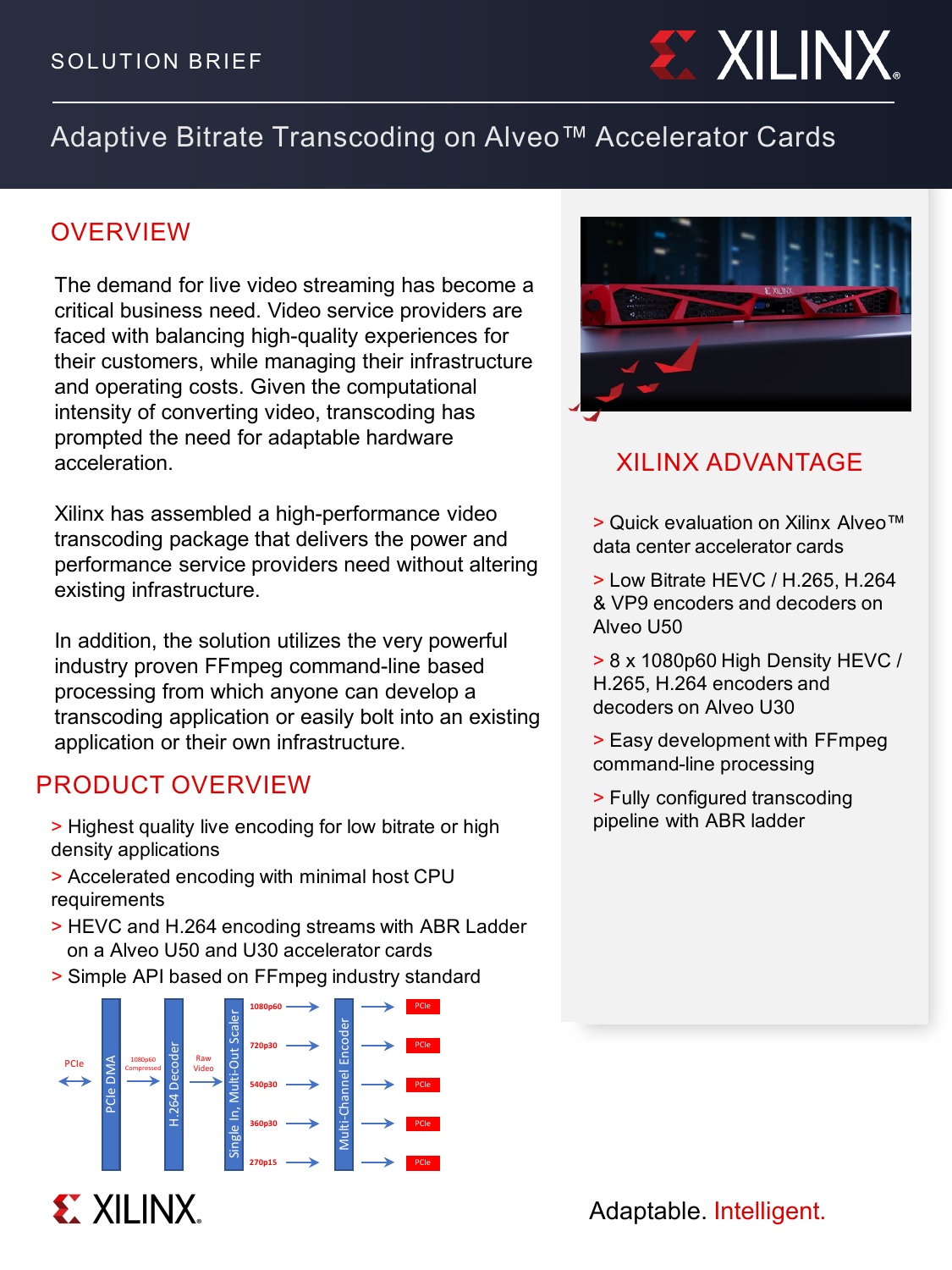SOLUTION BRIEF

# Adaptive Bitrate Transcoding on Alveo™ Accelerator Cards

## OVERVIEW

The demand for live video streaming has become a critical business need. Video service providers are faced with balancing high-quality experiences for their customers, while managing their infrastructure and operating costs. Given the computational intensity of converting video, transcoding has prompted the need for adaptable hardware acceleration.

Xilinx has assembled a high-performance video transcoding package that delivers the power and performance service providers need without altering existing infrastructure.

In addition, the solution utilizes the very powerful industry proven FFmpeg command-line based processing from which anyone can develop a transcoding application or easily bolt into an existing application or their own infrastructure.

## PRODUCT OVERVIEW

> Highest quality live encoding for low bitrate or high density applications

> Accelerated encoding with minimal host CPU requirements

> HEVC and H.264 encoding streams with ABR Ladder on a Alveo U50 and U30 accelerator cards

> Simple API based on FFmpeg industry standard

PCIe ↔ PCIe DMA → 1080p60 Compressed → H.264 Decoder → Raw Video → Single In, Multi-Out Scaler → 1080p60 / 720p30 / 540p30 / 360p30 / 270p15 → Multi-Channel Encoder → PCIe (×5)

## XILINX ADVANTAGE

> Quick evaluation on Xilinx Alveo™ data center accelerator cards

> Low Bitrate HEVC / H.265, H.264 & VP9 encoders and decoders on Alveo U50

> 8 x 1080p60 High Density HEVC / H.265, H.264 encoders and decoders on Alveo U30

> Easy development with FFmpeg command-line processing

> Fully configured transcoding pipeline with ABR ladder

Adaptable. Intelligent.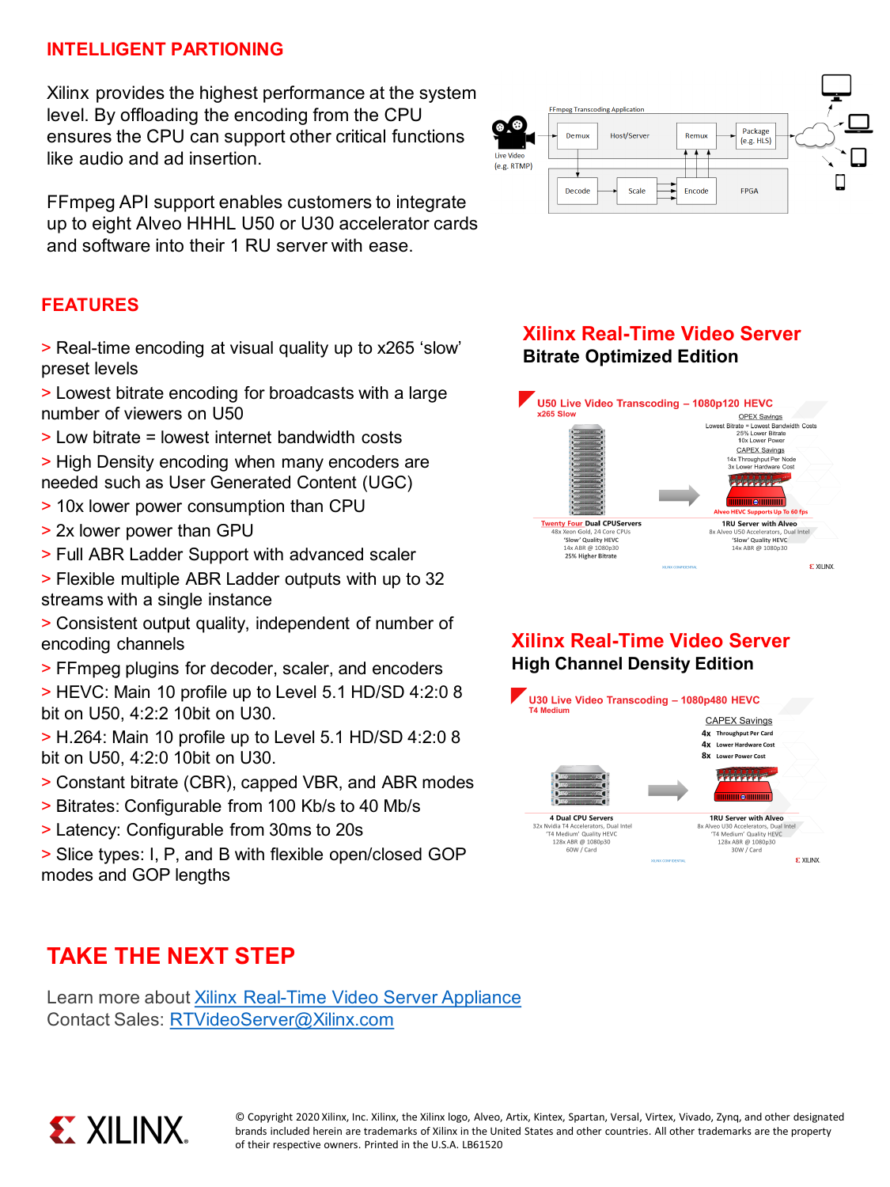## INTELLIGENT PARTIONING

Xilinx provides the highest performance at the system level. By offloading the encoding from the CPU ensures the CPU can support other critical functions like audio and ad insertion.

FFmpeg API support enables customers to integrate up to eight Alveo HHHL U50 or U30 accelerator cards and software into their 1 RU server with ease.

FFmpeg Transcoding Application

Live Video (e.g. RTMP)

Demux

Host/Server

Remux

Package (e.g. HLS)

Decode

Scale

Encode

FPGA

## FEATURES

> Real-time encoding at visual quality up to x265 'slow' preset levels

> Lowest bitrate encoding for broadcasts with a large number of viewers on U50

> Low bitrate = lowest internet bandwidth costs

> High Density encoding when many encoders are needed such as User Generated Content (UGC)

> 10x lower power consumption than CPU

> 2x lower power than GPU

> Full ABR Ladder Support with advanced scaler

> Flexible multiple ABR Ladder outputs with up to 32 streams with a single instance

> Consistent output quality, independent of number of encoding channels

> FFmpeg plugins for decoder, scaler, and encoders

> HEVC: Main 10 profile up to Level 5.1 HD/SD 4:2:0 8 bit on U50, 4:2:2 10bit on U30.

> H.264: Main 10 profile up to Level 5.1 HD/SD 4:2:0 8 bit on U50, 4:2:0 10bit on U30.

> Constant bitrate (CBR), capped VBR, and ABR modes

> Bitrates: Configurable from 100 Kb/s to 40 Mb/s

> Latency: Configurable from 30ms to 20s

> Slice types: I, P, and B with flexible open/closed GOP modes and GOP lengths

## Xilinx Real-Time Video Server

### Bitrate Optimized Edition

U50 Live Video Transcoding – 1080p120 HEVC

x265 Slow

OPEX Savings

Lowest Bitrate = Lowest Bandwidth Costs

25% Lower Bitrate

10x Lower Power

CAPEX Savings

14x Throughput Per Node

3x Lower Hardware Cost

Alveo HEVC Supports Up To 60 fps

Twenty Four Dual CPUServers

48x Xeon Gold, 24 Core CPUs

'Slow' Quality HEVC

14x ABR @ 1080p30

25% Higher Bitrate

1RU Server with Alveo

8x Alveo U50 Accelerators, Dual Intel

'Slow' Quality HEVC

14x ABR @ 1080p30

## Xilinx Real-Time Video Server

### High Channel Density Edition

U30 Live Video Transcoding – 1080p480 HEVC

T4 Medium

CAPEX Savings

4x Throughput Per Card

4x Lower Hardware Cost

8x Lower Power Cost

4 Dual CPU Servers

32x Nvidia T4 Accelerators, Dual Intel

'T4 Medium' Quality HEVC

128x ABR @ 1080p30

60W / Card

1RU Server with Alveo

8x Alveo U30 Accelerators, Dual Intel

'T4 Medium' Quality HEVC

128x ABR @ 1080p30

30W / Card

## TAKE THE NEXT STEP

Learn more about Xilinx Real-Time Video Server Appliance

Contact Sales: RTVideoServer@Xilinx.com

XILINX

© Copyright 2020 Xilinx, Inc. Xilinx, the Xilinx logo, Alveo, Artix, Kintex, Spartan, Versal, Virtex, Vivado, Zynq, and other designated brands included herein are trademarks of Xilinx in the United States and other countries. All other trademarks are the property of their respective owners. Printed in the U.S.A. LB61520